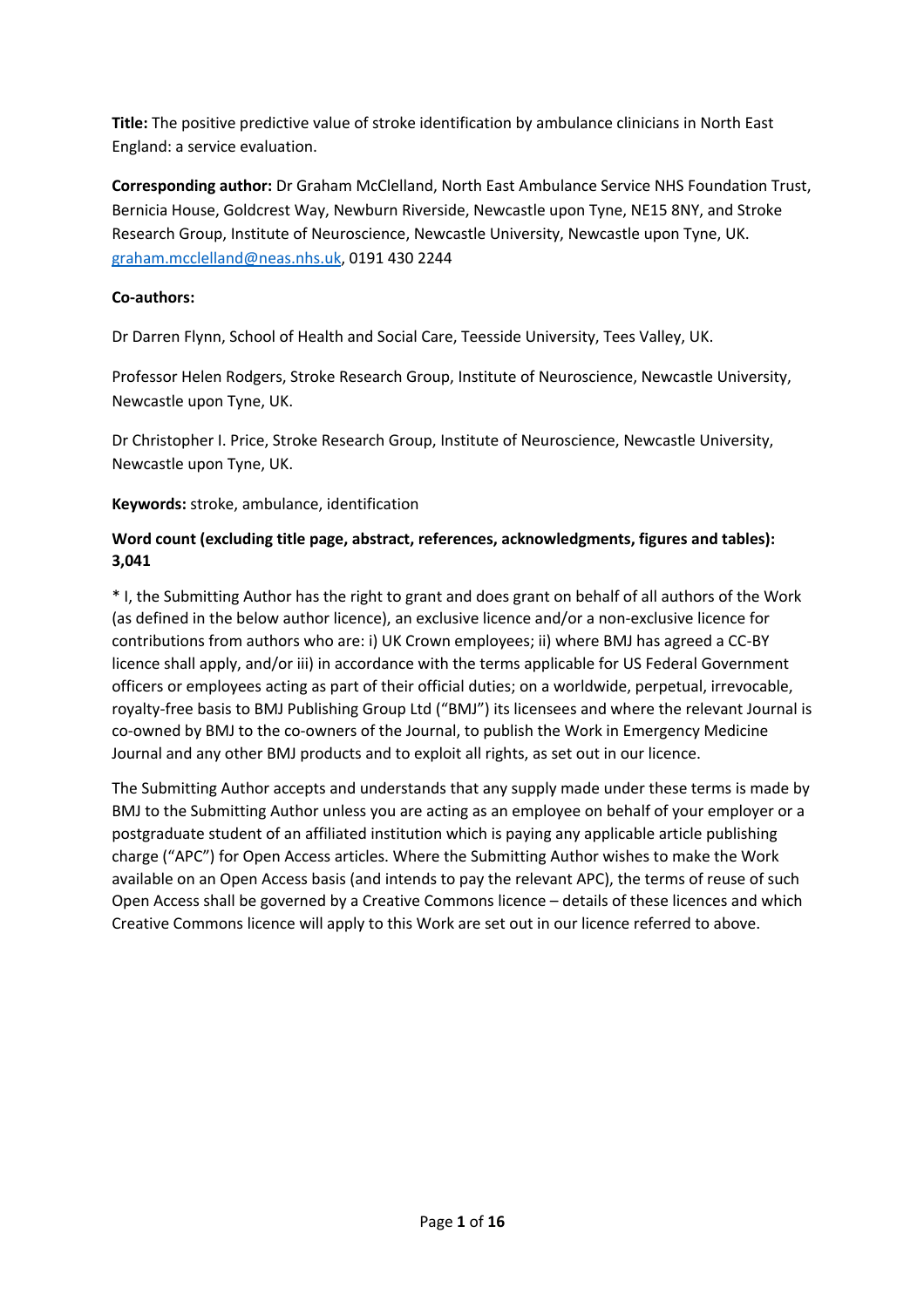**Title:** The positive predictive value of stroke identification by ambulance clinicians in North East England: a service evaluation.

**Corresponding author:** Dr Graham McClelland, North East Ambulance Service NHS Foundation Trust, Bernicia House, Goldcrest Way, Newburn Riverside, Newcastle upon Tyne, NE15 8NY, and Stroke Research Group, Institute of Neuroscience, Newcastle University, Newcastle upon Tyne, UK. graham.mcclelland@neas.nhs.uk, 0191 430 2244

**Co-authors:**

Dr Darren Flynn, School of Health and Social Care, Teesside University, Tees Valley, UK.

Professor Helen Rodgers, Stroke Research Group, Institute of Neuroscience, Newcastle University, Newcastle upon Tyne, UK.

Dr Christopher I. Price, Stroke Research Group, Institute of Neuroscience, Newcastle University, Newcastle upon Tyne, UK.

**Keywords:** stroke, ambulance, identification

**Word count (excluding title page, abstract, references, acknowledgments, figures and tables): 3,041**

* I, the Submitting Author has the right to grant and does grant on behalf of all authors of the Work (as defined in the below author licence), an exclusive licence and/or a non-exclusive licence for contributions from authors who are: i) UK Crown employees; ii) where BMJ has agreed a CC-BY licence shall apply, and/or iii) in accordance with the terms applicable for US Federal Government officers or employees acting as part of their official duties; on a worldwide, perpetual, irrevocable, royalty-free basis to BMJ Publishing Group Ltd ("BMJ") its licensees and where the relevant Journal is co-owned by BMJ to the co-owners of the Journal, to publish the Work in Emergency Medicine Journal and any other BMJ products and to exploit all rights, as set out in our licence.

The Submitting Author accepts and understands that any supply made under these terms is made by BMJ to the Submitting Author unless you are acting as an employee on behalf of your employer or a postgraduate student of an affiliated institution which is paying any applicable article publishing charge ("APC") for Open Access articles. Where the Submitting Author wishes to make the Work available on an Open Access basis (and intends to pay the relevant APC), the terms of reuse of such Open Access shall be governed by a Creative Commons licence – details of these licences and which Creative Commons licence will apply to this Work are set out in our licence referred to above.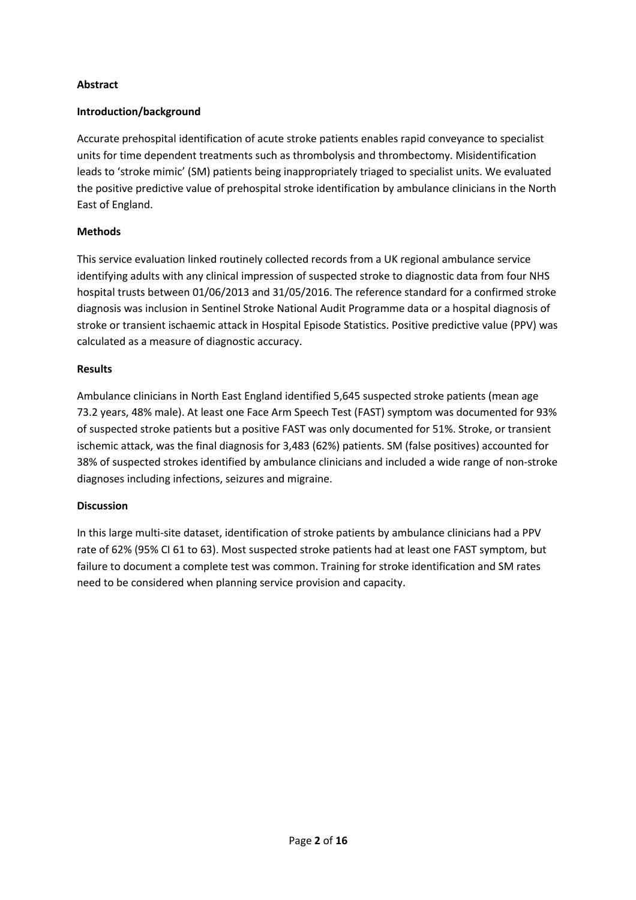**Abstract**

**Introduction/background**

Accurate prehospital identification of acute stroke patients enables rapid conveyance to specialist units for time dependent treatments such as thrombolysis and thrombectomy. Misidentification leads to 'stroke mimic' (SM) patients being inappropriately triaged to specialist units. We evaluated the positive predictive value of prehospital stroke identification by ambulance clinicians in the North East of England.

**Methods**

This service evaluation linked routinely collected records from a UK regional ambulance service identifying adults with any clinical impression of suspected stroke to diagnostic data from four NHS hospital trusts between 01/06/2013 and 31/05/2016. The reference standard for a confirmed stroke diagnosis was inclusion in Sentinel Stroke National Audit Programme data or a hospital diagnosis of stroke or transient ischaemic attack in Hospital Episode Statistics. Positive predictive value (PPV) was calculated as a measure of diagnostic accuracy.

**Results**

Ambulance clinicians in North East England identified 5,645 suspected stroke patients (mean age 73.2 years, 48% male). At least one Face Arm Speech Test (FAST) symptom was documented for 93% of suspected stroke patients but a positive FAST was only documented for 51%. Stroke, or transient ischemic attack, was the final diagnosis for 3,483 (62%) patients. SM (false positives) accounted for 38% of suspected strokes identified by ambulance clinicians and included a wide range of non-stroke diagnoses including infections, seizures and migraine.

**Discussion**

In this large multi-site dataset, identification of stroke patients by ambulance clinicians had a PPV rate of 62% (95% CI 61 to 63). Most suspected stroke patients had at least one FAST symptom, but failure to document a complete test was common. Training for stroke identification and SM rates need to be considered when planning service provision and capacity.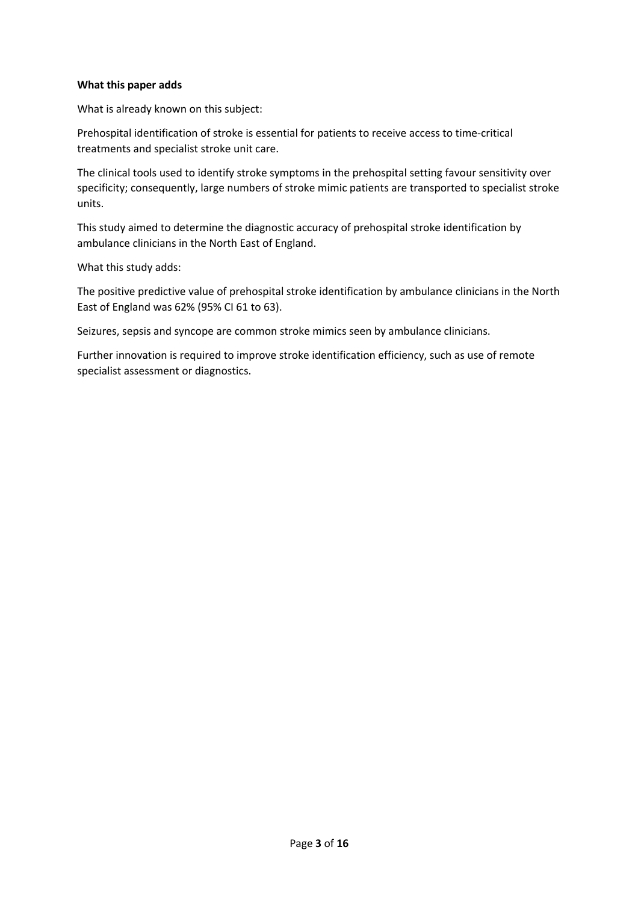**What this paper adds**

What is already known on this subject:

Prehospital identification of stroke is essential for patients to receive access to time-critical treatments and specialist stroke unit care.

The clinical tools used to identify stroke symptoms in the prehospital setting favour sensitivity over specificity; consequently, large numbers of stroke mimic patients are transported to specialist stroke units.

This study aimed to determine the diagnostic accuracy of prehospital stroke identification by ambulance clinicians in the North East of England.

What this study adds:

The positive predictive value of prehospital stroke identification by ambulance clinicians in the North East of England was 62% (95% CI 61 to 63).

Seizures, sepsis and syncope are common stroke mimics seen by ambulance clinicians.

Further innovation is required to improve stroke identification efficiency, such as use of remote specialist assessment or diagnostics.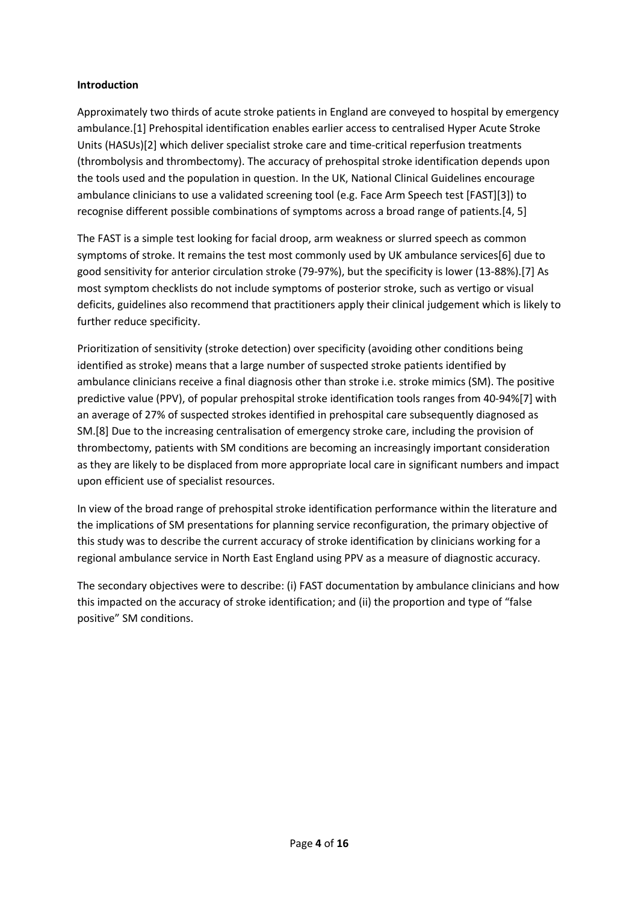**Introduction**

Approximately two thirds of acute stroke patients in England are conveyed to hospital by emergency ambulance.[1] Prehospital identification enables earlier access to centralised Hyper Acute Stroke Units (HASUs)[2] which deliver specialist stroke care and time-critical reperfusion treatments (thrombolysis and thrombectomy). The accuracy of prehospital stroke identification depends upon the tools used and the population in question. In the UK, National Clinical Guidelines encourage ambulance clinicians to use a validated screening tool (e.g. Face Arm Speech test [FAST][3]) to recognise different possible combinations of symptoms across a broad range of patients.[4, 5]

The FAST is a simple test looking for facial droop, arm weakness or slurred speech as common symptoms of stroke. It remains the test most commonly used by UK ambulance services[6] due to good sensitivity for anterior circulation stroke (79-97%), but the specificity is lower (13-88%).[7] As most symptom checklists do not include symptoms of posterior stroke, such as vertigo or visual deficits, guidelines also recommend that practitioners apply their clinical judgement which is likely to further reduce specificity.

Prioritization of sensitivity (stroke detection) over specificity (avoiding other conditions being identified as stroke) means that a large number of suspected stroke patients identified by ambulance clinicians receive a final diagnosis other than stroke i.e. stroke mimics (SM). The positive predictive value (PPV), of popular prehospital stroke identification tools ranges from 40-94%[7] with an average of 27% of suspected strokes identified in prehospital care subsequently diagnosed as SM.[8] Due to the increasing centralisation of emergency stroke care, including the provision of thrombectomy, patients with SM conditions are becoming an increasingly important consideration as they are likely to be displaced from more appropriate local care in significant numbers and impact upon efficient use of specialist resources.

In view of the broad range of prehospital stroke identification performance within the literature and the implications of SM presentations for planning service reconfiguration, the primary objective of this study was to describe the current accuracy of stroke identification by clinicians working for a regional ambulance service in North East England using PPV as a measure of diagnostic accuracy.

The secondary objectives were to describe: (i) FAST documentation by ambulance clinicians and how this impacted on the accuracy of stroke identification; and (ii) the proportion and type of "false positive" SM conditions.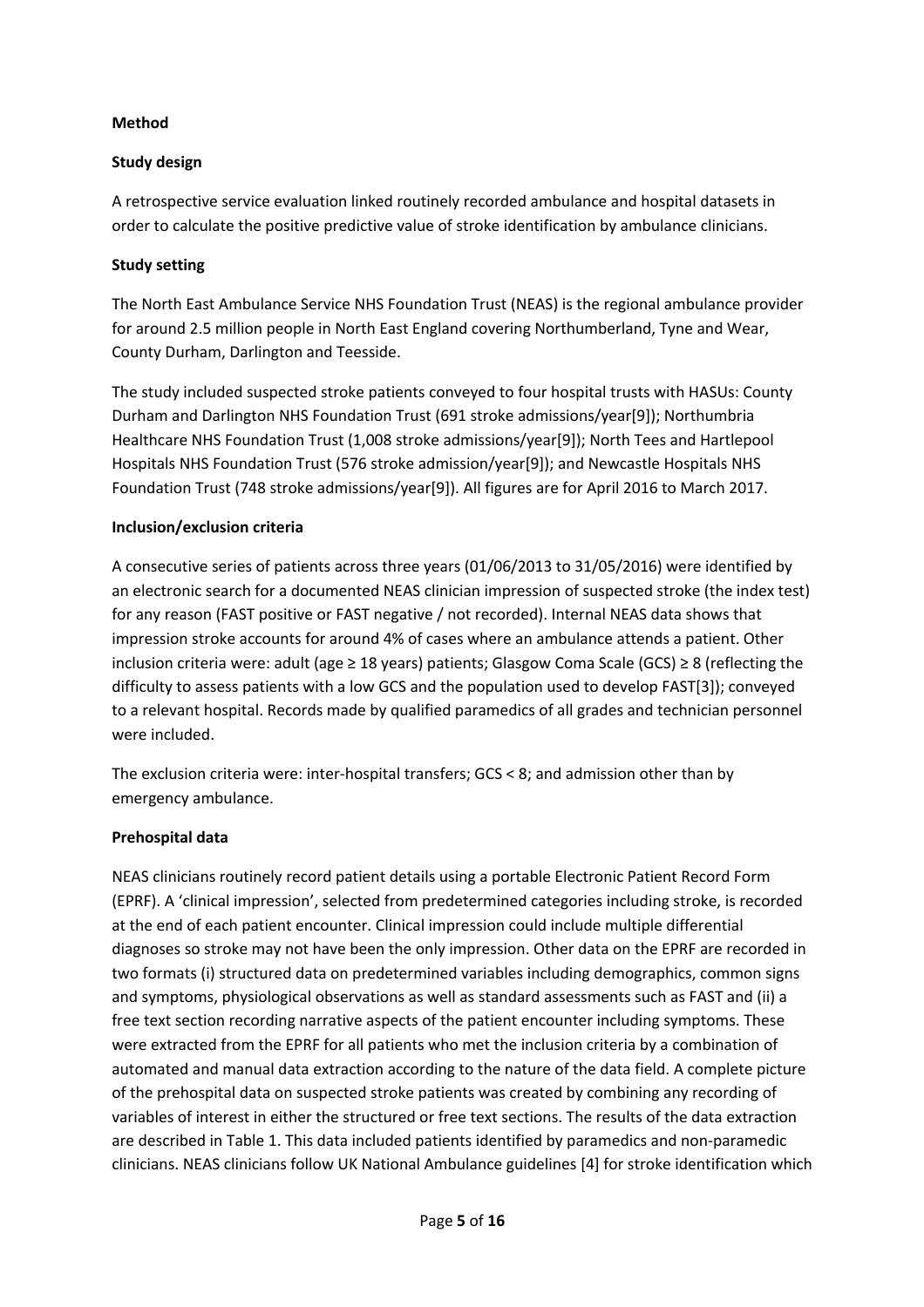## Method

### Study design

A retrospective service evaluation linked routinely recorded ambulance and hospital datasets in order to calculate the positive predictive value of stroke identification by ambulance clinicians.

### Study setting

The North East Ambulance Service NHS Foundation Trust (NEAS) is the regional ambulance provider for around 2.5 million people in North East England covering Northumberland, Tyne and Wear, County Durham, Darlington and Teesside.

The study included suspected stroke patients conveyed to four hospital trusts with HASUs: County Durham and Darlington NHS Foundation Trust (691 stroke admissions/year[9]); Northumbria Healthcare NHS Foundation Trust (1,008 stroke admissions/year[9]); North Tees and Hartlepool Hospitals NHS Foundation Trust (576 stroke admission/year[9]); and Newcastle Hospitals NHS Foundation Trust (748 stroke admissions/year[9]). All figures are for April 2016 to March 2017.

### Inclusion/exclusion criteria

A consecutive series of patients across three years (01/06/2013 to 31/05/2016) were identified by an electronic search for a documented NEAS clinician impression of suspected stroke (the index test) for any reason (FAST positive or FAST negative / not recorded). Internal NEAS data shows that impression stroke accounts for around 4% of cases where an ambulance attends a patient. Other inclusion criteria were: adult (age ≥ 18 years) patients; Glasgow Coma Scale (GCS) ≥ 8 (reflecting the difficulty to assess patients with a low GCS and the population used to develop FAST[3]); conveyed to a relevant hospital. Records made by qualified paramedics of all grades and technician personnel were included.

The exclusion criteria were: inter-hospital transfers; GCS < 8; and admission other than by emergency ambulance.

### Prehospital data

NEAS clinicians routinely record patient details using a portable Electronic Patient Record Form (EPRF). A 'clinical impression', selected from predetermined categories including stroke, is recorded at the end of each patient encounter. Clinical impression could include multiple differential diagnoses so stroke may not have been the only impression. Other data on the EPRF are recorded in two formats (i) structured data on predetermined variables including demographics, common signs and symptoms, physiological observations as well as standard assessments such as FAST and (ii) a free text section recording narrative aspects of the patient encounter including symptoms. These were extracted from the EPRF for all patients who met the inclusion criteria by a combination of automated and manual data extraction according to the nature of the data field. A complete picture of the prehospital data on suspected stroke patients was created by combining any recording of variables of interest in either the structured or free text sections. The results of the data extraction are described in Table 1. This data included patients identified by paramedics and non-paramedic clinicians. NEAS clinicians follow UK National Ambulance guidelines [4] for stroke identification which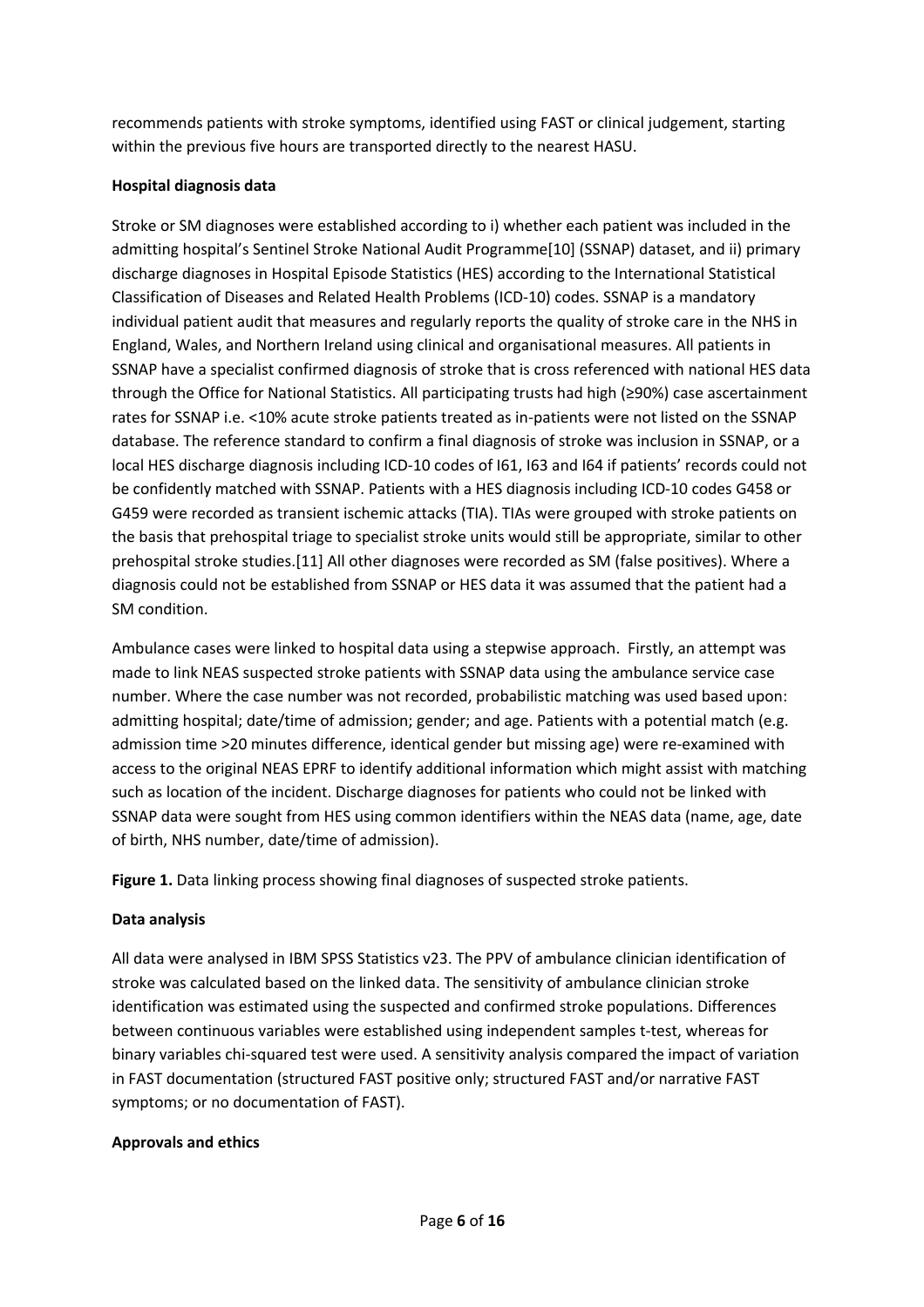recommends patients with stroke symptoms, identified using FAST or clinical judgement, starting within the previous five hours are transported directly to the nearest HASU.

**Hospital diagnosis data**

Stroke or SM diagnoses were established according to i) whether each patient was included in the admitting hospital's Sentinel Stroke National Audit Programme[10] (SSNAP) dataset, and ii) primary discharge diagnoses in Hospital Episode Statistics (HES) according to the International Statistical Classification of Diseases and Related Health Problems (ICD-10) codes. SSNAP is a mandatory individual patient audit that measures and regularly reports the quality of stroke care in the NHS in England, Wales, and Northern Ireland using clinical and organisational measures. All patients in SSNAP have a specialist confirmed diagnosis of stroke that is cross referenced with national HES data through the Office for National Statistics. All participating trusts had high (≥90%) case ascertainment rates for SSNAP i.e. <10% acute stroke patients treated as in-patients were not listed on the SSNAP database. The reference standard to confirm a final diagnosis of stroke was inclusion in SSNAP, or a local HES discharge diagnosis including ICD-10 codes of I61, I63 and I64 if patients' records could not be confidently matched with SSNAP. Patients with a HES diagnosis including ICD-10 codes G458 or G459 were recorded as transient ischemic attacks (TIA). TIAs were grouped with stroke patients on the basis that prehospital triage to specialist stroke units would still be appropriate, similar to other prehospital stroke studies.[11] All other diagnoses were recorded as SM (false positives). Where a diagnosis could not be established from SSNAP or HES data it was assumed that the patient had a SM condition.

Ambulance cases were linked to hospital data using a stepwise approach. Firstly, an attempt was made to link NEAS suspected stroke patients with SSNAP data using the ambulance service case number. Where the case number was not recorded, probabilistic matching was used based upon: admitting hospital; date/time of admission; gender; and age. Patients with a potential match (e.g. admission time >20 minutes difference, identical gender but missing age) were re-examined with access to the original NEAS EPRF to identify additional information which might assist with matching such as location of the incident. Discharge diagnoses for patients who could not be linked with SSNAP data were sought from HES using common identifiers within the NEAS data (name, age, date of birth, NHS number, date/time of admission).

**Figure 1.** Data linking process showing final diagnoses of suspected stroke patients.

**Data analysis**

All data were analysed in IBM SPSS Statistics v23. The PPV of ambulance clinician identification of stroke was calculated based on the linked data. The sensitivity of ambulance clinician stroke identification was estimated using the suspected and confirmed stroke populations. Differences between continuous variables were established using independent samples t-test, whereas for binary variables chi-squared test were used. A sensitivity analysis compared the impact of variation in FAST documentation (structured FAST positive only; structured FAST and/or narrative FAST symptoms; or no documentation of FAST).

**Approvals and ethics**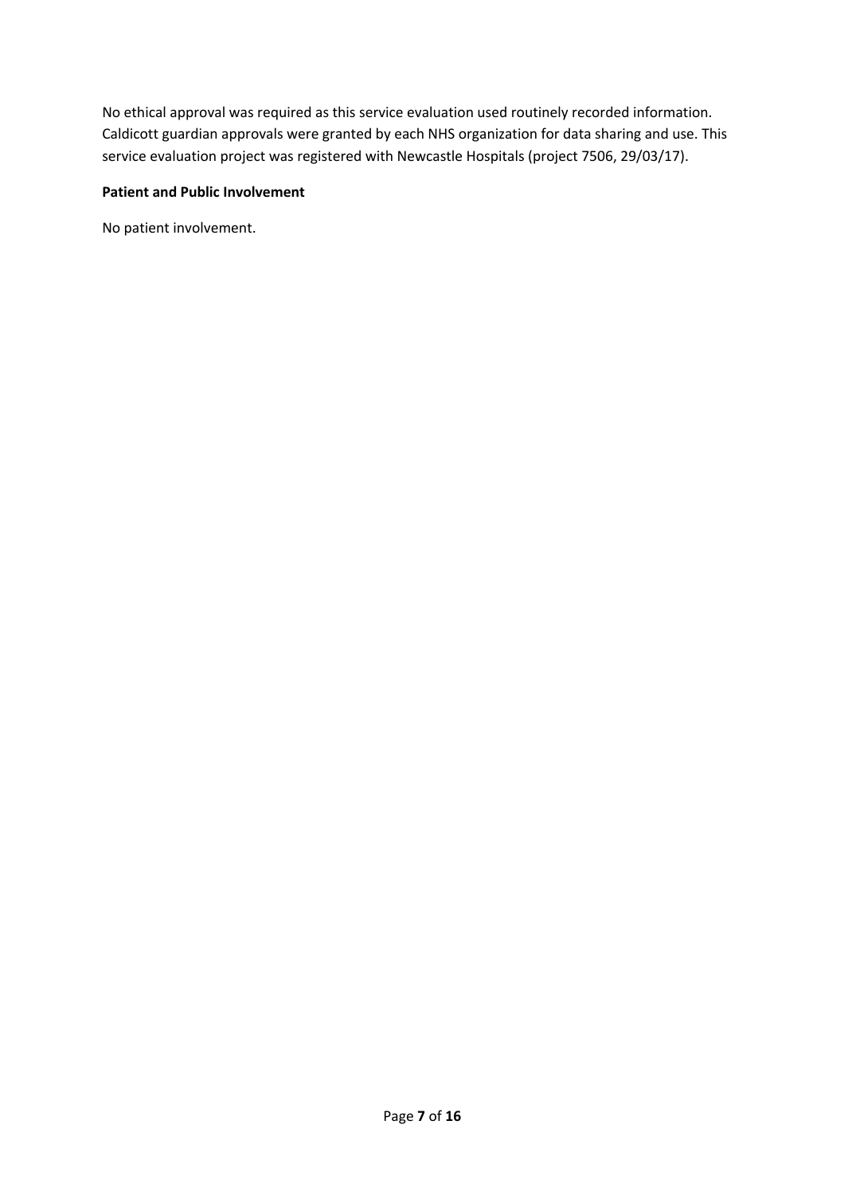No ethical approval was required as this service evaluation used routinely recorded information. Caldicott guardian approvals were granted by each NHS organization for data sharing and use. This service evaluation project was registered with Newcastle Hospitals (project 7506, 29/03/17).

**Patient and Public Involvement**

No patient involvement.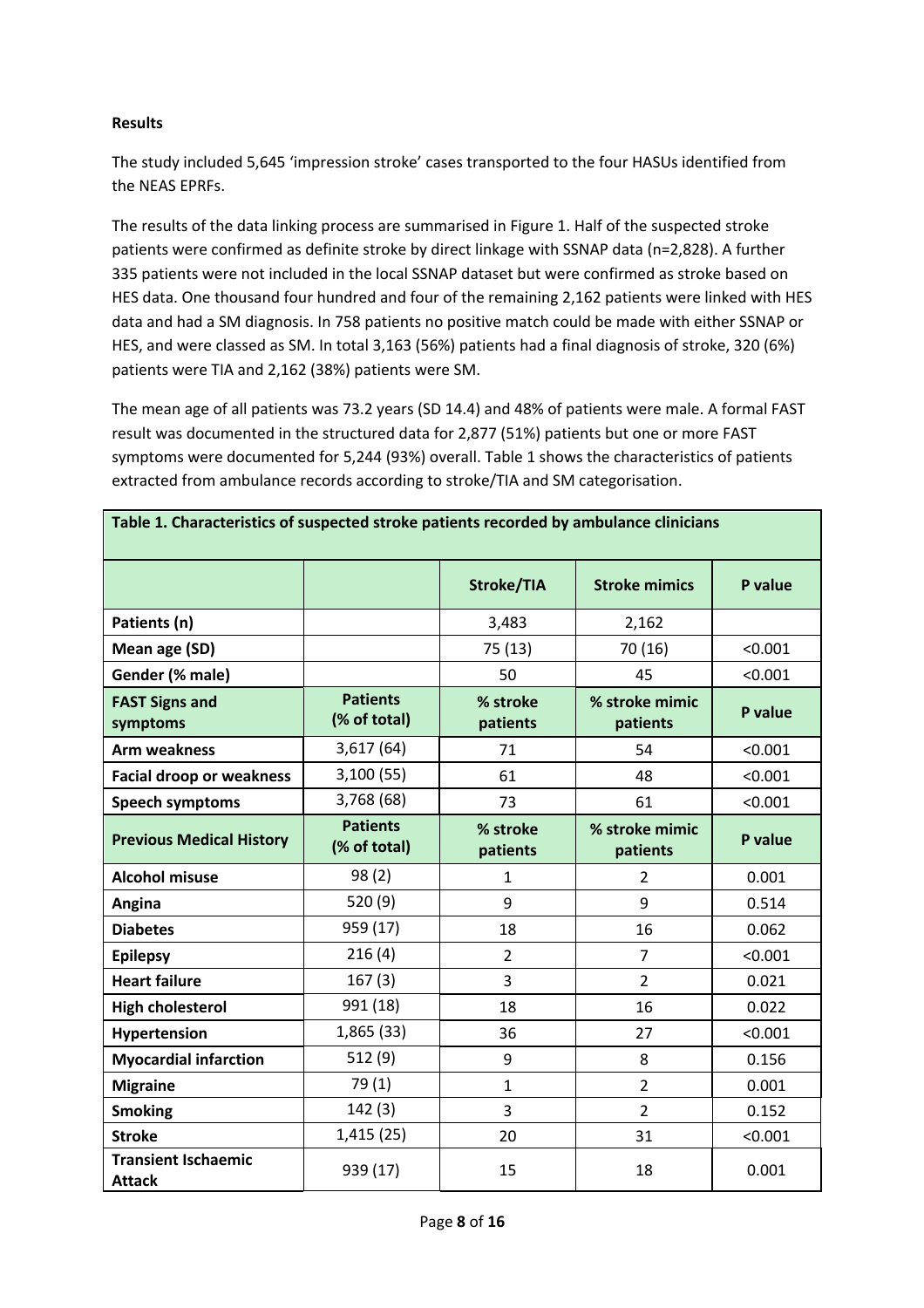**Results**

The study included 5,645 'impression stroke' cases transported to the four HASUs identified from the NEAS EPRFs.

The results of the data linking process are summarised in Figure 1. Half of the suspected stroke patients were confirmed as definite stroke by direct linkage with SSNAP data (n=2,828). A further 335 patients were not included in the local SSNAP dataset but were confirmed as stroke based on HES data. One thousand four hundred and four of the remaining 2,162 patients were linked with HES data and had a SM diagnosis. In 758 patients no positive match could be made with either SSNAP or HES, and were classed as SM. In total 3,163 (56%) patients had a final diagnosis of stroke, 320 (6%) patients were TIA and 2,162 (38%) patients were SM.

The mean age of all patients was 73.2 years (SD 14.4) and 48% of patients were male. A formal FAST result was documented in the structured data for 2,877 (51%) patients but one or more FAST symptoms were documented for 5,244 (93%) overall. Table 1 shows the characteristics of patients extracted from ambulance records according to stroke/TIA and SM categorisation.

**Table 1. Characteristics of suspected stroke patients recorded by ambulance clinicians**

| | | Stroke/TIA | Stroke mimics | P value |
|---|---|---|---|---|
| **Patients (n)** | | 3,483 | 2,162 | |
| **Mean age (SD)** | | 75 (13) | 70 (16) | <0.001 |
| **Gender (% male)** | | 50 | 45 | <0.001 |
| **FAST Signs and symptoms** | **Patients (% of total)** | **% stroke patients** | **% stroke mimic patients** | **P value** |
| **Arm weakness** | 3,617 (64) | 71 | 54 | <0.001 |
| **Facial droop or weakness** | 3,100 (55) | 61 | 48 | <0.001 |
| **Speech symptoms** | 3,768 (68) | 73 | 61 | <0.001 |
| **Previous Medical History** | **Patients (% of total)** | **% stroke patients** | **% stroke mimic patients** | **P value** |
| **Alcohol misuse** | 98 (2) | 1 | 2 | 0.001 |
| **Angina** | 520 (9) | 9 | 9 | 0.514 |
| **Diabetes** | 959 (17) | 18 | 16 | 0.062 |
| **Epilepsy** | 216 (4) | 2 | 7 | <0.001 |
| **Heart failure** | 167 (3) | 3 | 2 | 0.021 |
| **High cholesterol** | 991 (18) | 18 | 16 | 0.022 |
| **Hypertension** | 1,865 (33) | 36 | 27 | <0.001 |
| **Myocardial infarction** | 512 (9) | 9 | 8 | 0.156 |
| **Migraine** | 79 (1) | 1 | 2 | 0.001 |
| **Smoking** | 142 (3) | 3 | 2 | 0.152 |
| **Stroke** | 1,415 (25) | 20 | 31 | <0.001 |
| **Transient Ischaemic Attack** | 939 (17) | 15 | 18 | 0.001 |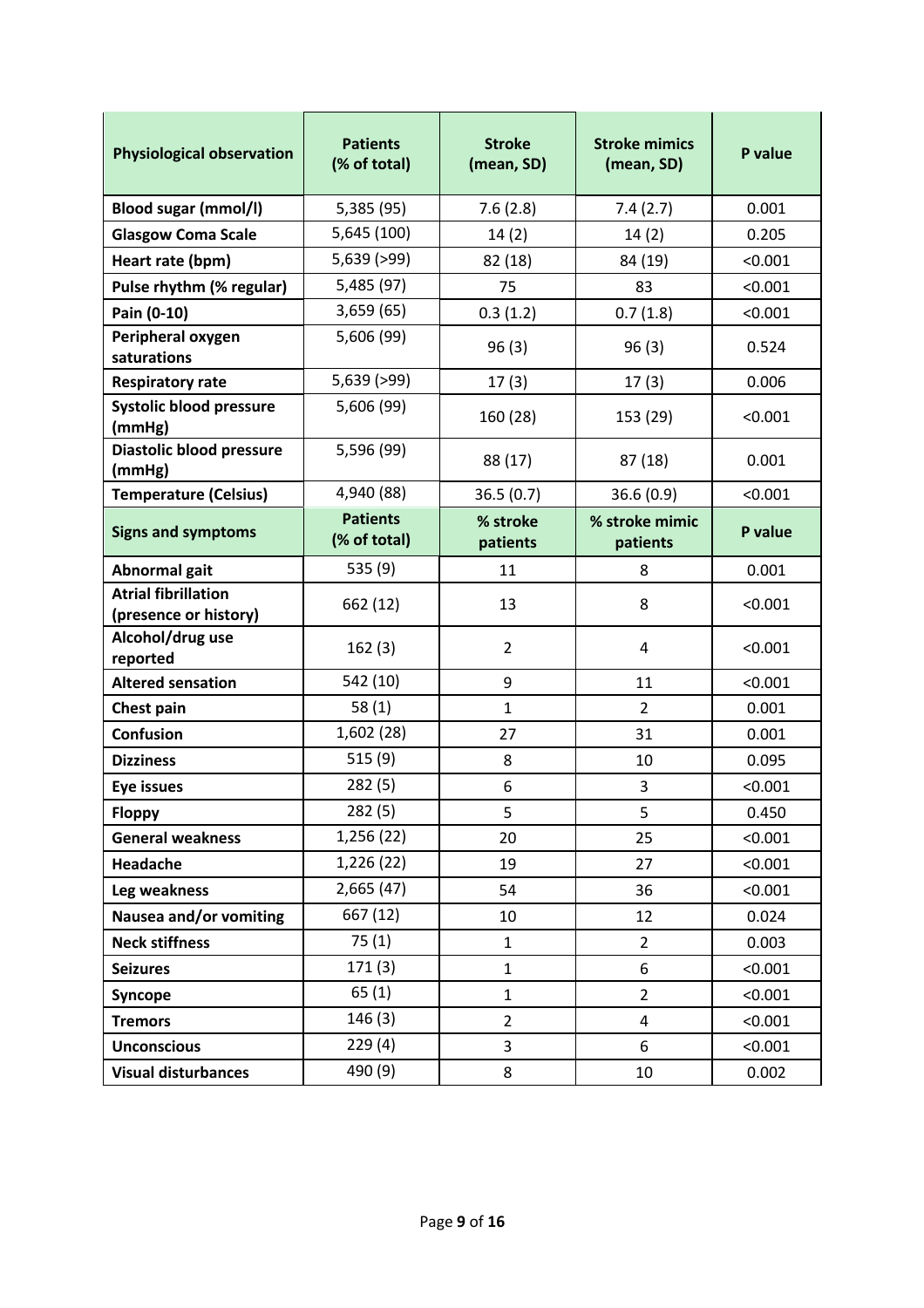| Physiological observation | Patients (% of total) | Stroke (mean, SD) | Stroke mimics (mean, SD) | P value |
|---|---|---|---|---|
| Blood sugar (mmol/l) | 5,385 (95) | 7.6 (2.8) | 7.4 (2.7) | 0.001 |
| Glasgow Coma Scale | 5,645 (100) | 14 (2) | 14 (2) | 0.205 |
| Heart rate (bpm) | 5,639 (>99) | 82 (18) | 84 (19) | <0.001 |
| Pulse rhythm (% regular) | 5,485 (97) | 75 | 83 | <0.001 |
| Pain (0-10) | 3,659 (65) | 0.3 (1.2) | 0.7 (1.8) | <0.001 |
| Peripheral oxygen saturations | 5,606 (99) | 96 (3) | 96 (3) | 0.524 |
| Respiratory rate | 5,639 (>99) | 17 (3) | 17 (3) | 0.006 |
| Systolic blood pressure (mmHg) | 5,606 (99) | 160 (28) | 153 (29) | <0.001 |
| Diastolic blood pressure (mmHg) | 5,596 (99) | 88 (17) | 87 (18) | 0.001 |
| Temperature (Celsius) | 4,940 (88) | 36.5 (0.7) | 36.6 (0.9) | <0.001 |
| **Signs and symptoms** | **Patients (% of total)** | **% stroke patients** | **% stroke mimic patients** | **P value** |
| Abnormal gait | 535 (9) | 11 | 8 | 0.001 |
| Atrial fibrillation (presence or history) | 662 (12) | 13 | 8 | <0.001 |
| Alcohol/drug use reported | 162 (3) | 2 | 4 | <0.001 |
| Altered sensation | 542 (10) | 9 | 11 | <0.001 |
| Chest pain | 58 (1) | 1 | 2 | 0.001 |
| Confusion | 1,602 (28) | 27 | 31 | 0.001 |
| Dizziness | 515 (9) | 8 | 10 | 0.095 |
| Eye issues | 282 (5) | 6 | 3 | <0.001 |
| Floppy | 282 (5) | 5 | 5 | 0.450 |
| General weakness | 1,256 (22) | 20 | 25 | <0.001 |
| Headache | 1,226 (22) | 19 | 27 | <0.001 |
| Leg weakness | 2,665 (47) | 54 | 36 | <0.001 |
| Nausea and/or vomiting | 667 (12) | 10 | 12 | 0.024 |
| Neck stiffness | 75 (1) | 1 | 2 | 0.003 |
| Seizures | 171 (3) | 1 | 6 | <0.001 |
| Syncope | 65 (1) | 1 | 2 | <0.001 |
| Tremors | 146 (3) | 2 | 4 | <0.001 |
| Unconscious | 229 (4) | 3 | 6 | <0.001 |
| Visual disturbances | 490 (9) | 8 | 10 | 0.002 |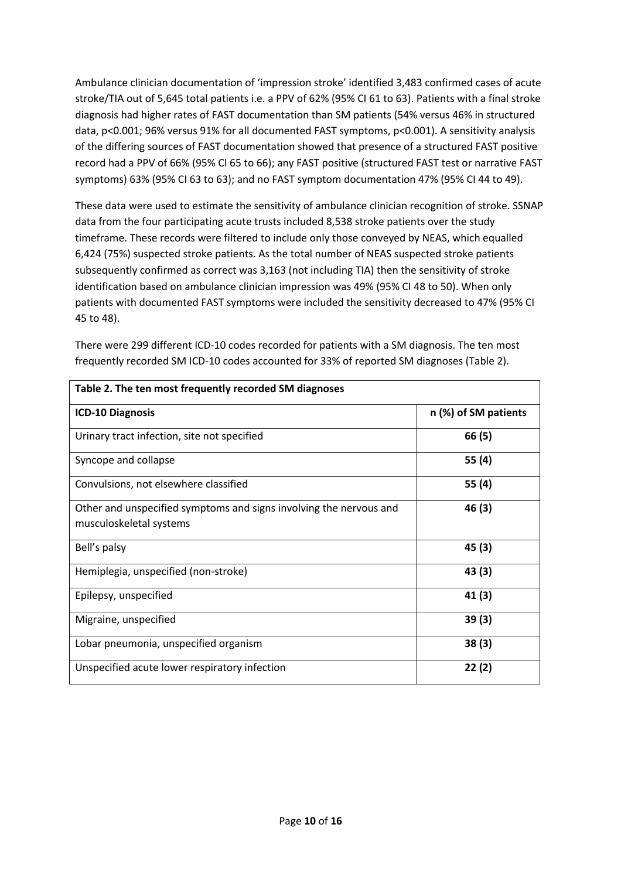Ambulance clinician documentation of 'impression stroke' identified 3,483 confirmed cases of acute stroke/TIA out of 5,645 total patients i.e. a PPV of 62% (95% CI 61 to 63). Patients with a final stroke diagnosis had higher rates of FAST documentation than SM patients (54% versus 46% in structured data, $p<0.001$; 96% versus 91% for all documented FAST symptoms, $p<0.001$). A sensitivity analysis of the differing sources of FAST documentation showed that presence of a structured FAST positive record had a PPV of 66% (95% CI 65 to 66); any FAST positive (structured FAST test or narrative FAST symptoms) 63% (95% CI 63 to 63); and no FAST symptom documentation 47% (95% CI 44 to 49).

These data were used to estimate the sensitivity of ambulance clinician recognition of stroke. SSNAP data from the four participating acute trusts included 8,538 stroke patients over the study timeframe. These records were filtered to include only those conveyed by NEAS, which equalled 6,424 (75%) suspected stroke patients. As the total number of NEAS suspected stroke patients subsequently confirmed as correct was 3,163 (not including TIA) then the sensitivity of stroke identification based on ambulance clinician impression was 49% (95% CI 48 to 50). When only patients with documented FAST symptoms were included the sensitivity decreased to 47% (95% CI 45 to 48).

There were 299 different ICD-10 codes recorded for patients with a SM diagnosis. The ten most frequently recorded SM ICD-10 codes accounted for 33% of reported SM diagnoses (Table 2).

**Table 2. The ten most frequently recorded SM diagnoses**

| ICD-10 Diagnosis | n (%) of SM patients |
|---|---|
| Urinary tract infection, site not specified | **66 (5)** |
| Syncope and collapse | **55 (4)** |
| Convulsions, not elsewhere classified | **55 (4)** |
| Other and unspecified symptoms and signs involving the nervous and musculoskeletal systems | **46 (3)** |
| Bell's palsy | **45 (3)** |
| Hemiplegia, unspecified (non-stroke) | **43 (3)** |
| Epilepsy, unspecified | **41 (3)** |
| Migraine, unspecified | **39 (3)** |
| Lobar pneumonia, unspecified organism | **38 (3)** |
| Unspecified acute lower respiratory infection | **22 (2)** |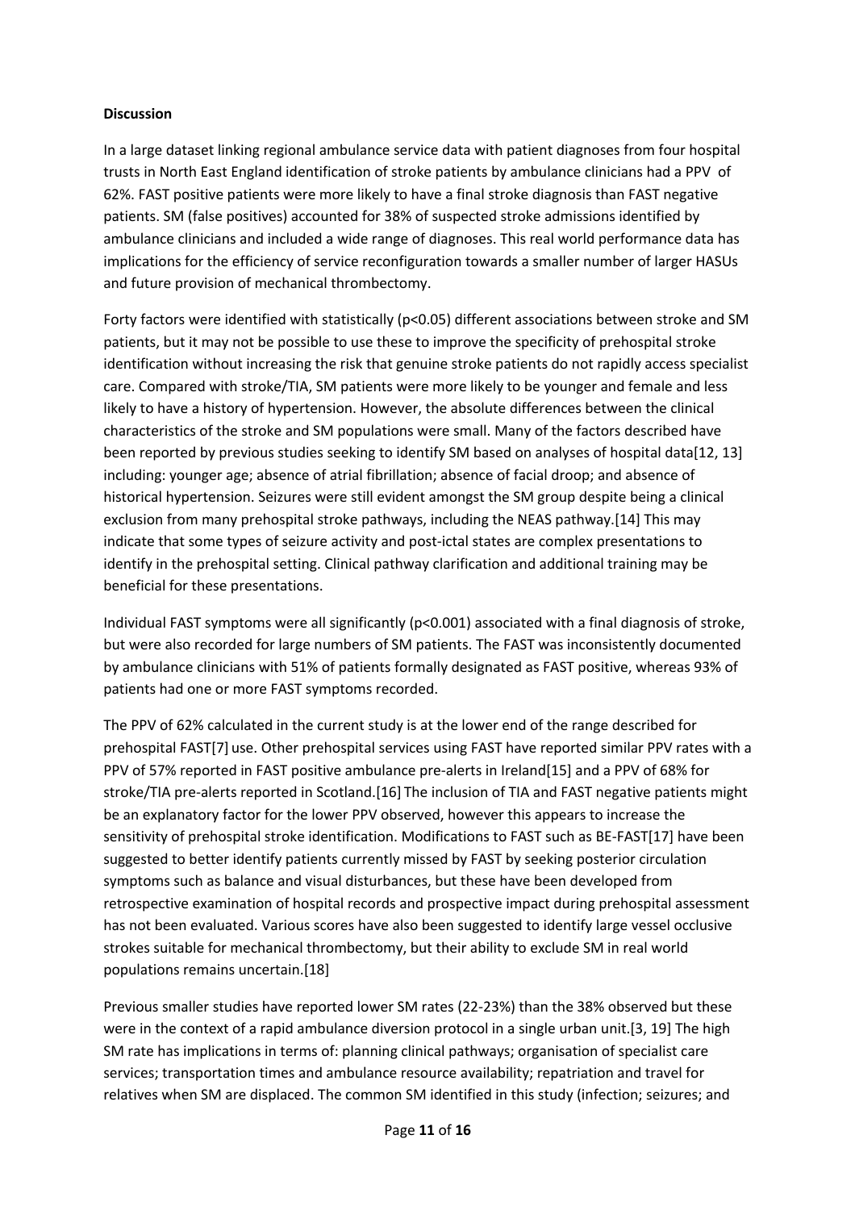**Discussion**

In a large dataset linking regional ambulance service data with patient diagnoses from four hospital trusts in North East England identification of stroke patients by ambulance clinicians had a PPV of 62%. FAST positive patients were more likely to have a final stroke diagnosis than FAST negative patients. SM (false positives) accounted for 38% of suspected stroke admissions identified by ambulance clinicians and included a wide range of diagnoses. This real world performance data has implications for the efficiency of service reconfiguration towards a smaller number of larger HASUs and future provision of mechanical thrombectomy.

Forty factors were identified with statistically ($p<0.05$) different associations between stroke and SM patients, but it may not be possible to use these to improve the specificity of prehospital stroke identification without increasing the risk that genuine stroke patients do not rapidly access specialist care. Compared with stroke/TIA, SM patients were more likely to be younger and female and less likely to have a history of hypertension. However, the absolute differences between the clinical characteristics of the stroke and SM populations were small. Many of the factors described have been reported by previous studies seeking to identify SM based on analyses of hospital data[12, 13] including: younger age; absence of atrial fibrillation; absence of facial droop; and absence of historical hypertension. Seizures were still evident amongst the SM group despite being a clinical exclusion from many prehospital stroke pathways, including the NEAS pathway.[14] This may indicate that some types of seizure activity and post-ictal states are complex presentations to identify in the prehospital setting. Clinical pathway clarification and additional training may be beneficial for these presentations.

Individual FAST symptoms were all significantly ($p<0.001$) associated with a final diagnosis of stroke, but were also recorded for large numbers of SM patients. The FAST was inconsistently documented by ambulance clinicians with 51% of patients formally designated as FAST positive, whereas 93% of patients had one or more FAST symptoms recorded.

The PPV of 62% calculated in the current study is at the lower end of the range described for prehospital FAST[7] use. Other prehospital services using FAST have reported similar PPV rates with a PPV of 57% reported in FAST positive ambulance pre-alerts in Ireland[15] and a PPV of 68% for stroke/TIA pre-alerts reported in Scotland.[16] The inclusion of TIA and FAST negative patients might be an explanatory factor for the lower PPV observed, however this appears to increase the sensitivity of prehospital stroke identification. Modifications to FAST such as BE-FAST[17] have been suggested to better identify patients currently missed by FAST by seeking posterior circulation symptoms such as balance and visual disturbances, but these have been developed from retrospective examination of hospital records and prospective impact during prehospital assessment has not been evaluated. Various scores have also been suggested to identify large vessel occlusive strokes suitable for mechanical thrombectomy, but their ability to exclude SM in real world populations remains uncertain.[18]

Previous smaller studies have reported lower SM rates (22-23%) than the 38% observed but these were in the context of a rapid ambulance diversion protocol in a single urban unit.[3, 19] The high SM rate has implications in terms of: planning clinical pathways; organisation of specialist care services; transportation times and ambulance resource availability; repatriation and travel for relatives when SM are displaced. The common SM identified in this study (infection; seizures; and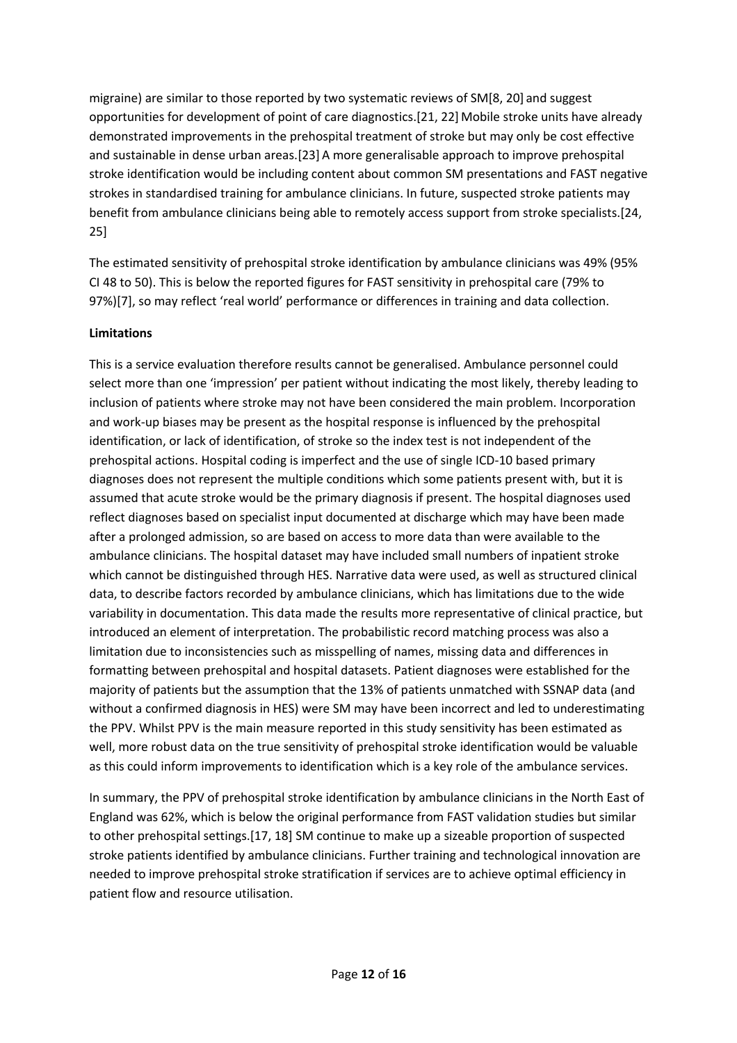migraine) are similar to those reported by two systematic reviews of SM[8, 20] and suggest opportunities for development of point of care diagnostics.[21, 22] Mobile stroke units have already demonstrated improvements in the prehospital treatment of stroke but may only be cost effective and sustainable in dense urban areas.[23] A more generalisable approach to improve prehospital stroke identification would be including content about common SM presentations and FAST negative strokes in standardised training for ambulance clinicians. In future, suspected stroke patients may benefit from ambulance clinicians being able to remotely access support from stroke specialists.[24, 25]

The estimated sensitivity of prehospital stroke identification by ambulance clinicians was 49% (95% CI 48 to 50). This is below the reported figures for FAST sensitivity in prehospital care (79% to 97%)[7], so may reflect 'real world' performance or differences in training and data collection.

**Limitations**

This is a service evaluation therefore results cannot be generalised. Ambulance personnel could select more than one 'impression' per patient without indicating the most likely, thereby leading to inclusion of patients where stroke may not have been considered the main problem. Incorporation and work-up biases may be present as the hospital response is influenced by the prehospital identification, or lack of identification, of stroke so the index test is not independent of the prehospital actions. Hospital coding is imperfect and the use of single ICD-10 based primary diagnoses does not represent the multiple conditions which some patients present with, but it is assumed that acute stroke would be the primary diagnosis if present. The hospital diagnoses used reflect diagnoses based on specialist input documented at discharge which may have been made after a prolonged admission, so are based on access to more data than were available to the ambulance clinicians. The hospital dataset may have included small numbers of inpatient stroke which cannot be distinguished through HES. Narrative data were used, as well as structured clinical data, to describe factors recorded by ambulance clinicians, which has limitations due to the wide variability in documentation. This data made the results more representative of clinical practice, but introduced an element of interpretation. The probabilistic record matching process was also a limitation due to inconsistencies such as misspelling of names, missing data and differences in formatting between prehospital and hospital datasets. Patient diagnoses were established for the majority of patients but the assumption that the 13% of patients unmatched with SSNAP data (and without a confirmed diagnosis in HES) were SM may have been incorrect and led to underestimating the PPV. Whilst PPV is the main measure reported in this study sensitivity has been estimated as well, more robust data on the true sensitivity of prehospital stroke identification would be valuable as this could inform improvements to identification which is a key role of the ambulance services.

In summary, the PPV of prehospital stroke identification by ambulance clinicians in the North East of England was 62%, which is below the original performance from FAST validation studies but similar to other prehospital settings.[17, 18] SM continue to make up a sizeable proportion of suspected stroke patients identified by ambulance clinicians. Further training and technological innovation are needed to improve prehospital stroke stratification if services are to achieve optimal efficiency in patient flow and resource utilisation.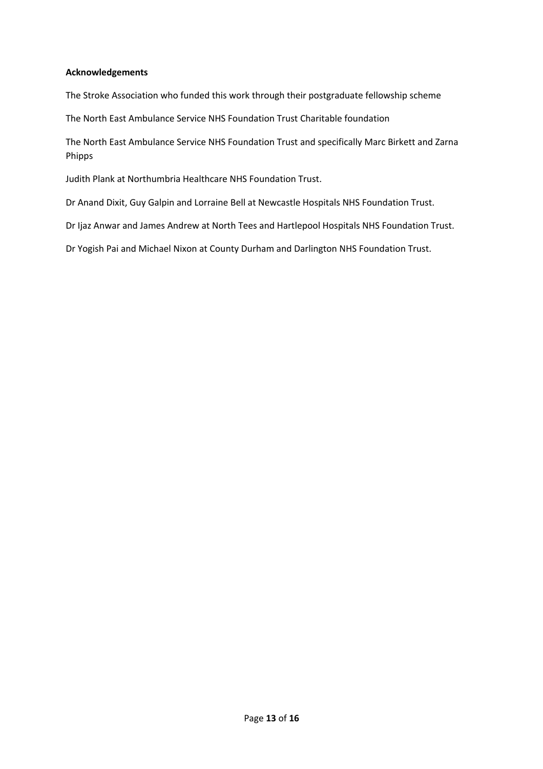**Acknowledgements**

The Stroke Association who funded this work through their postgraduate fellowship scheme

The North East Ambulance Service NHS Foundation Trust Charitable foundation

The North East Ambulance Service NHS Foundation Trust and specifically Marc Birkett and Zarna Phipps

Judith Plank at Northumbria Healthcare NHS Foundation Trust.

Dr Anand Dixit, Guy Galpin and Lorraine Bell at Newcastle Hospitals NHS Foundation Trust.

Dr Ijaz Anwar and James Andrew at North Tees and Hartlepool Hospitals NHS Foundation Trust.

Dr Yogish Pai and Michael Nixon at County Durham and Darlington NHS Foundation Trust.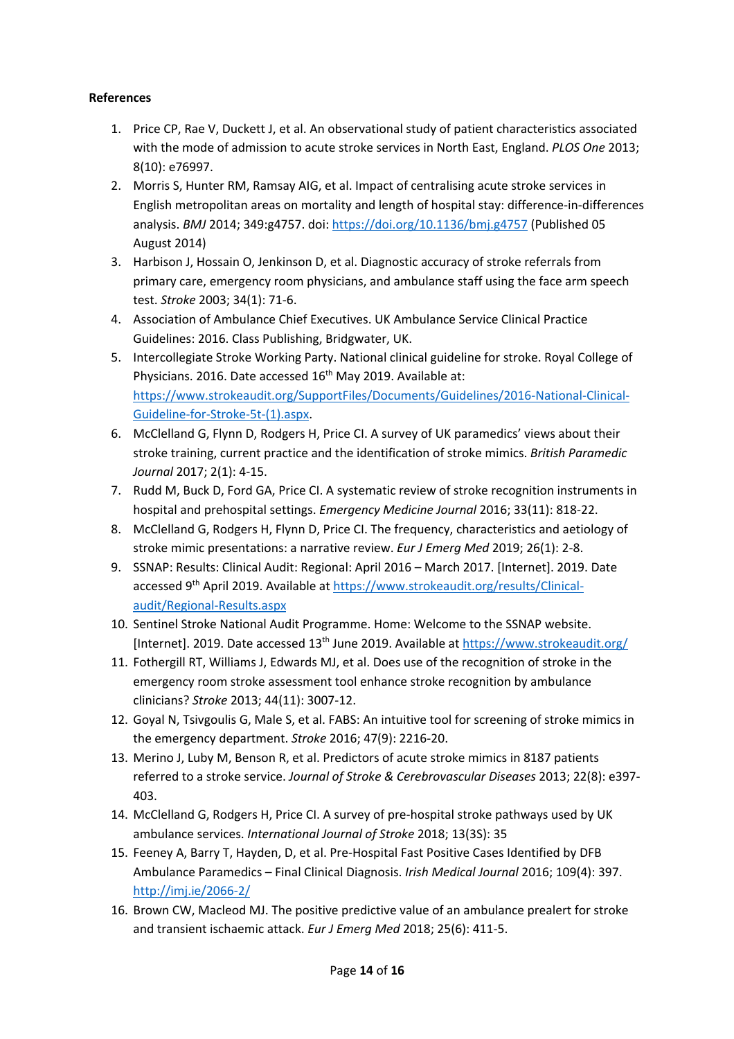**References**

1. Price CP, Rae V, Duckett J, et al. An observational study of patient characteristics associated with the mode of admission to acute stroke services in North East, England. *PLOS One* 2013; 8(10): e76997.
2. Morris S, Hunter RM, Ramsay AIG, et al. Impact of centralising acute stroke services in English metropolitan areas on mortality and length of hospital stay: difference-in-differences analysis. *BMJ* 2014; 349:g4757. doi: https://doi.org/10.1136/bmj.g4757 (Published 05 August 2014)
3. Harbison J, Hossain O, Jenkinson D, et al. Diagnostic accuracy of stroke referrals from primary care, emergency room physicians, and ambulance staff using the face arm speech test. *Stroke* 2003; 34(1): 71-6.
4. Association of Ambulance Chief Executives. UK Ambulance Service Clinical Practice Guidelines: 2016. Class Publishing, Bridgwater, UK.
5. Intercollegiate Stroke Working Party. National clinical guideline for stroke. Royal College of Physicians. 2016. Date accessed 16th May 2019. Available at: https://www.strokeaudit.org/SupportFiles/Documents/Guidelines/2016-National-Clinical-Guideline-for-Stroke-5t-(1).aspx.
6. McClelland G, Flynn D, Rodgers H, Price CI. A survey of UK paramedics' views about their stroke training, current practice and the identification of stroke mimics. *British Paramedic Journal* 2017; 2(1): 4-15.
7. Rudd M, Buck D, Ford GA, Price CI. A systematic review of stroke recognition instruments in hospital and prehospital settings. *Emergency Medicine Journal* 2016; 33(11): 818-22.
8. McClelland G, Rodgers H, Flynn D, Price CI. The frequency, characteristics and aetiology of stroke mimic presentations: a narrative review. *Eur J Emerg Med* 2019; 26(1): 2-8.
9. SSNAP: Results: Clinical Audit: Regional: April 2016 – March 2017. [Internet]. 2019. Date accessed 9th April 2019. Available at https://www.strokeaudit.org/results/Clinical-audit/Regional-Results.aspx
10. Sentinel Stroke National Audit Programme. Home: Welcome to the SSNAP website. [Internet]. 2019. Date accessed 13th June 2019. Available at https://www.strokeaudit.org/
11. Fothergill RT, Williams J, Edwards MJ, et al. Does use of the recognition of stroke in the emergency room stroke assessment tool enhance stroke recognition by ambulance clinicians? *Stroke* 2013; 44(11): 3007-12.
12. Goyal N, Tsivgoulis G, Male S, et al. FABS: An intuitive tool for screening of stroke mimics in the emergency department. *Stroke* 2016; 47(9): 2216-20.
13. Merino J, Luby M, Benson R, et al. Predictors of acute stroke mimics in 8187 patients referred to a stroke service. *Journal of Stroke & Cerebrovascular Diseases* 2013; 22(8): e397-403.
14. McClelland G, Rodgers H, Price CI. A survey of pre-hospital stroke pathways used by UK ambulance services. *International Journal of Stroke* 2018; 13(3S): 35
15. Feeney A, Barry T, Hayden, D, et al. Pre-Hospital Fast Positive Cases Identified by DFB Ambulance Paramedics – Final Clinical Diagnosis. *Irish Medical Journal* 2016; 109(4): 397. http://imj.ie/2066-2/
16. Brown CW, Macleod MJ. The positive predictive value of an ambulance prealert for stroke and transient ischaemic attack. *Eur J Emerg Med* 2018; 25(6): 411-5.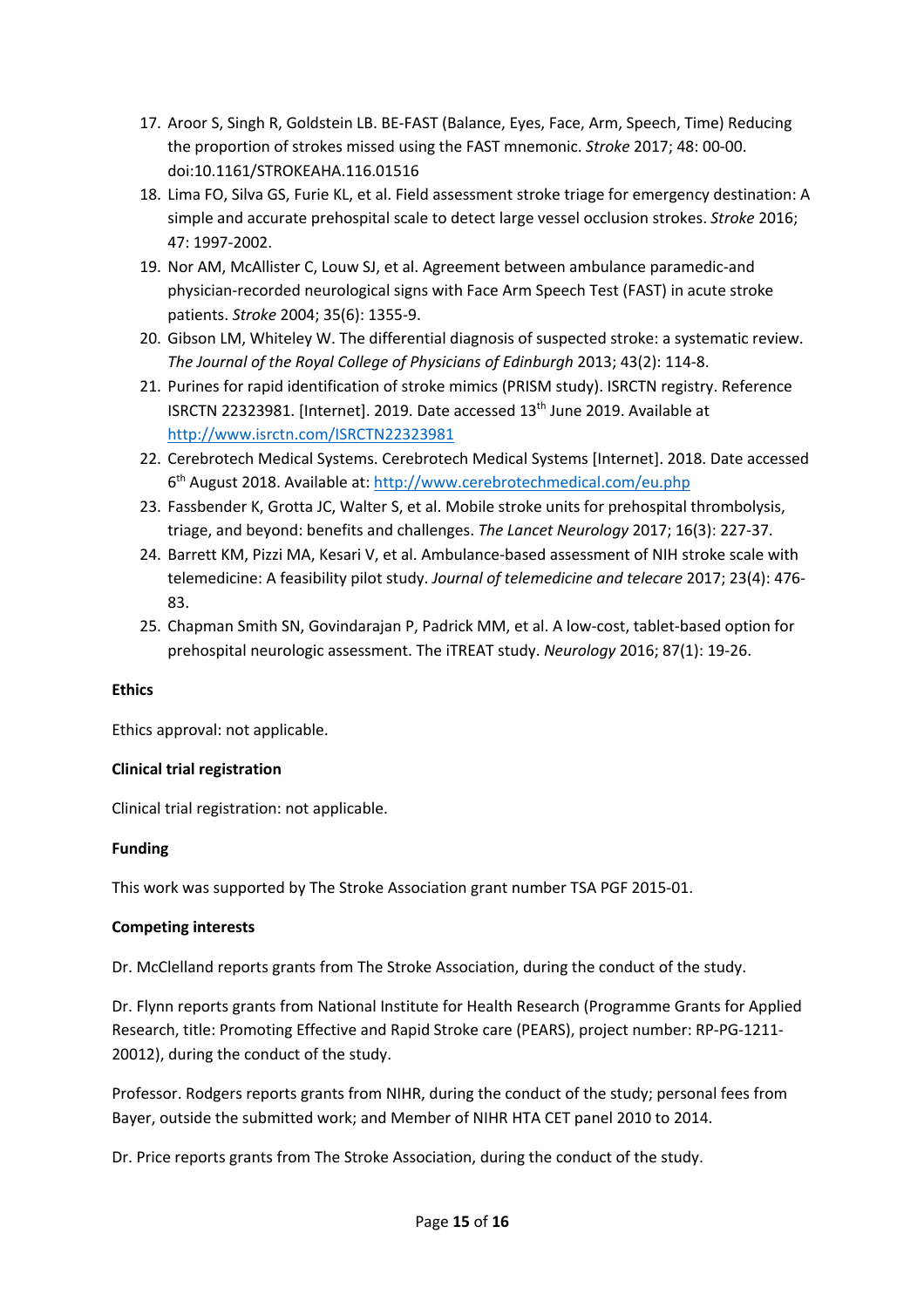17. Aroor S, Singh R, Goldstein LB. BE-FAST (Balance, Eyes, Face, Arm, Speech, Time) Reducing the proportion of strokes missed using the FAST mnemonic. *Stroke* 2017; 48: 00-00. doi:10.1161/STROKEAHA.116.01516
18. Lima FO, Silva GS, Furie KL, et al. Field assessment stroke triage for emergency destination: A simple and accurate prehospital scale to detect large vessel occlusion strokes. *Stroke* 2016; 47: 1997-2002.
19. Nor AM, McAllister C, Louw SJ, et al. Agreement between ambulance paramedic-and physician-recorded neurological signs with Face Arm Speech Test (FAST) in acute stroke patients. *Stroke* 2004; 35(6): 1355-9.
20. Gibson LM, Whiteley W. The differential diagnosis of suspected stroke: a systematic review. *The Journal of the Royal College of Physicians of Edinburgh* 2013; 43(2): 114-8.
21. Purines for rapid identification of stroke mimics (PRISM study). ISRCTN registry. Reference ISRCTN 22323981. [Internet]. 2019. Date accessed 13th June 2019. Available at http://www.isrctn.com/ISRCTN22323981
22. Cerebrotech Medical Systems. Cerebrotech Medical Systems [Internet]. 2018. Date accessed 6th August 2018. Available at: http://www.cerebrotechmedical.com/eu.php
23. Fassbender K, Grotta JC, Walter S, et al. Mobile stroke units for prehospital thrombolysis, triage, and beyond: benefits and challenges. *The Lancet Neurology* 2017; 16(3): 227-37.
24. Barrett KM, Pizzi MA, Kesari V, et al. Ambulance-based assessment of NIH stroke scale with telemedicine: A feasibility pilot study. *Journal of telemedicine and telecare* 2017; 23(4): 476-83.
25. Chapman Smith SN, Govindarajan P, Padrick MM, et al. A low-cost, tablet-based option for prehospital neurologic assessment. The iTREAT study. *Neurology* 2016; 87(1): 19-26.

**Ethics**

Ethics approval: not applicable.

**Clinical trial registration**

Clinical trial registration: not applicable.

**Funding**

This work was supported by The Stroke Association grant number TSA PGF 2015-01.

**Competing interests**

Dr. McClelland reports grants from The Stroke Association, during the conduct of the study.

Dr. Flynn reports grants from National Institute for Health Research (Programme Grants for Applied Research, title: Promoting Effective and Rapid Stroke care (PEARS), project number: RP-PG-1211-20012), during the conduct of the study.

Professor. Rodgers reports grants from NIHR, during the conduct of the study; personal fees from Bayer, outside the submitted work; and Member of NIHR HTA CET panel 2010 to 2014.

Dr. Price reports grants from The Stroke Association, during the conduct of the study.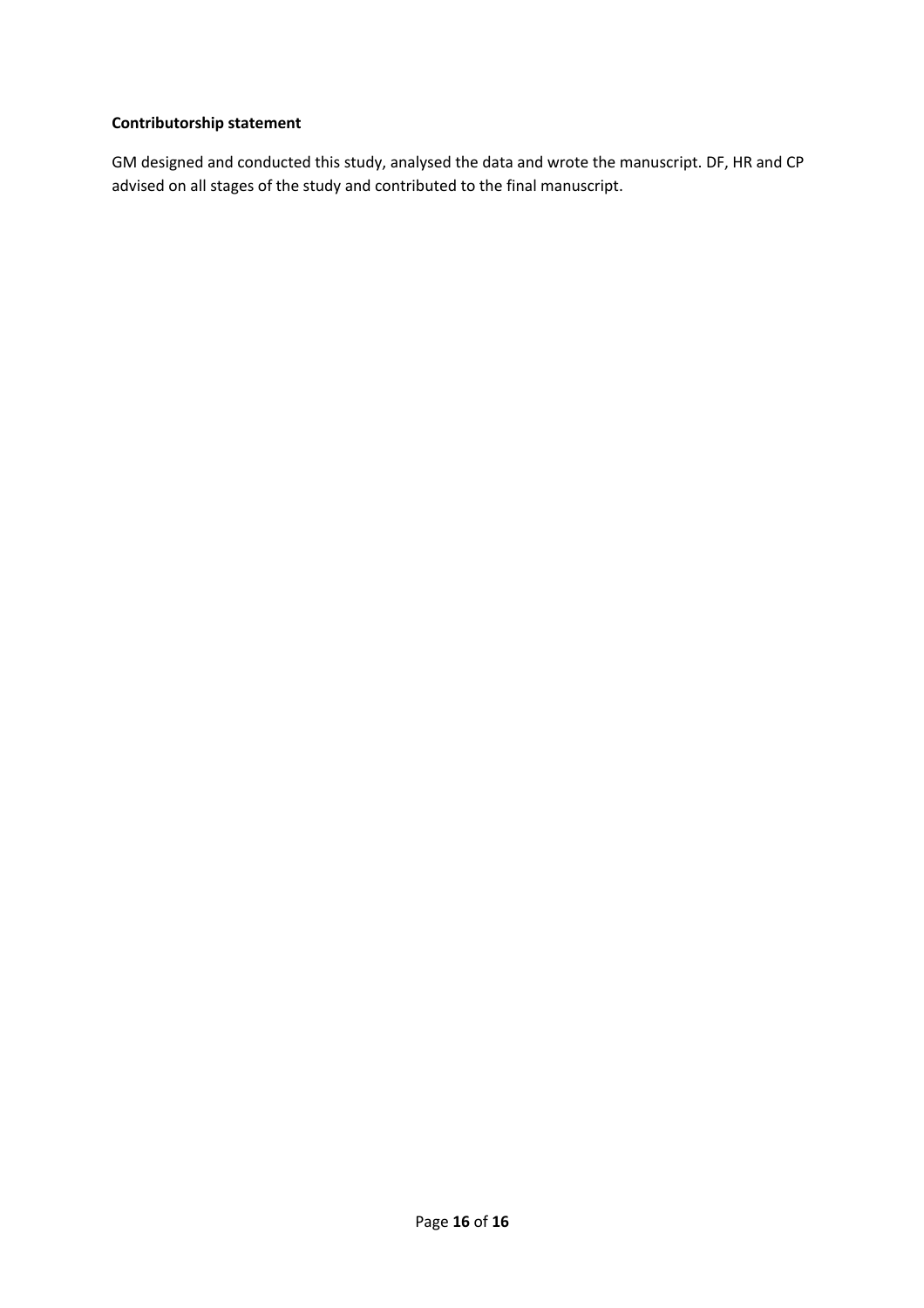**Contributorship statement**

GM designed and conducted this study, analysed the data and wrote the manuscript. DF, HR and CP advised on all stages of the study and contributed to the final manuscript.